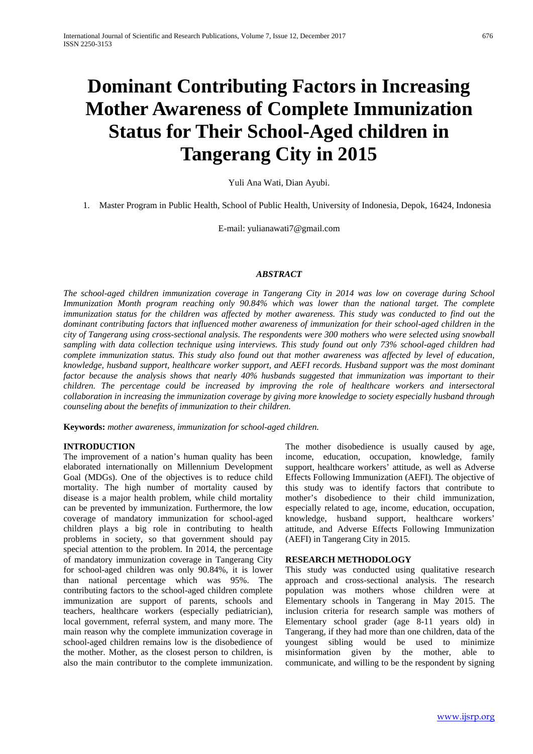# Dominant Contributing Factors in Increasing Mother Awareness of Complete Immunization Status for Their School-Aged children in Tangerang City in 2015

Yuli Ana Wati, Dian Ayubi.

1. Master Program in Public Health, School of Public Health, University of Indonesia, Depok, 16424, Indonesia

E-mail: yulianawati7@gmail.com

### *ABSTRACT*

*The school-aged children immunization coverage in Tangerang City in 2014 was low on coverage during School Immunization Month program reaching only 90.84% which was lower than the national target. The complete immunization status for the children was affected by mother awareness. This study was conducted to find out the dominant contributing factors that influenced mother awareness of immunization for their school-aged children in the city of Tangerang using cross-sectional analysis. The respondents were 300 mothers who were selected using snowball sampling with data collection technique using interviews. This study found out only 73% school-aged children had complete immunization status. This study also found out that mother awareness was affected by level of education, knowledge, husband support, healthcare worker support, and AEFI records. Husband support was the most dominant factor because the analysis shows that nearly 40% husbands suggested that immunization was important to their children. The percentage could be increased by improving the role of healthcare workers and intersectoral collaboration in increasing the immunization coverage by giving more knowledge to society especially husband through counseling about the benefits of immunization to their children.*

**Keywords:** *mother awareness, immunization for school-aged children.*

## INTRODUCTION

The improvement of a nation's human quality has been elaborated internationally on Millennium Development Goal (MDGs). One of the objectives is to reduce child mortality. The high number of mortality caused by disease is a major health problem, while child mortality can be prevented by immunization. Furthermore, the low coverage of mandatory immunization for school-aged children plays a big role in contributing to health problems in society, so that government should pay special attention to the problem. In 2014, the percentage of mandatory immunization coverage in Tangerang City for school-aged children was only 90.84%, it is lower than national percentage which was 95%. The contributing factors to the school-aged children complete immunization are support of parents, schools and teachers, healthcare workers (especially pediatrician), local government, referral system, and many more. The main reason why the complete immunization coverage in school-aged children remains low is the disobedience of the mother. Mother, as the closest person to children, is also the main contributor to the complete immunization. The mother disobedience is usually caused by age, income, education, occupation, knowledge, family support, healthcare workers' attitude, as well as Adverse Effects Following Immunization (AEFI). The objective of this study was to identify factors that contribute to mother's disobedience to their child immunization, especially related to age, income, education, occupation, knowledge, husband support, healthcare workers' attitude, and Adverse Effects Following Immunization (AEFI) in Tangerang City in 2015.

## RESEARCH METHODOLOGY

This study was conducted using qualitative research approach and cross-sectional analysis. The research population was mothers whose children were at Elementary schools in Tangerang in May 2015. The inclusion criteria for research sample was mothers of Elementary school grader (age 8-11 years old) in Tangerang, if they had more than one children, data of the youngest sibling would be used to minimize misinformation given by the mother, able to communicate, and willing to be the respondent by signing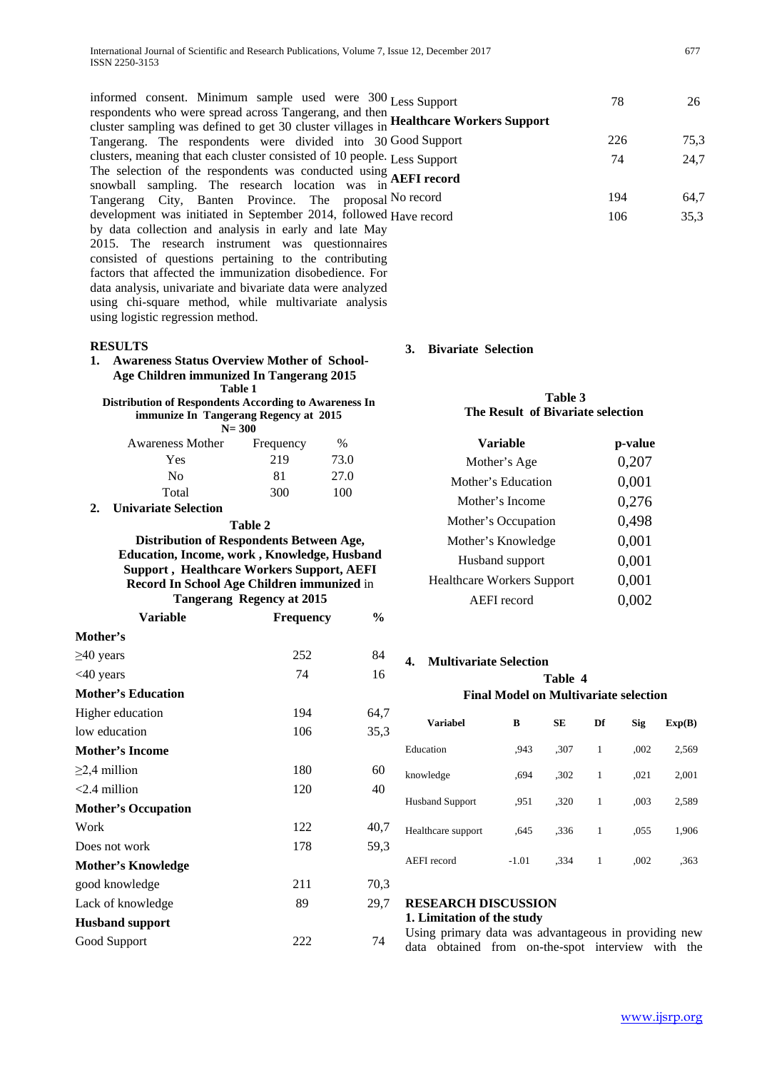informed consent. Minimum sample used were 300 respondents who were spread across Tangerang, and then cluster sampling was defined to get 30 cluster villages in Tangerang. The respondents were divided into 30 clusters, meaning that each cluster consisted of 10 people. The selection of the respondents was conducted using snowball sampling. The research location was in Tangerang City, Banten Province. The proposal development was initiated in September 2014, followed by data collection and analysis in early and late May 2015. The research instrument was questionnaires consisted of questions pertaining to the contributing factors that affected the immunization disobedience. For data analysis, univariate and bivariate data were analyzed using chi-square method, while multivariate analysis using logistic regression method.

## RESULTS

### 1. Awareness Status Overview Mother of School-Age Children immunized In Tangerang 2015

**Table 1**
**Distribution of Respondents According to Awareness In immunize In Tangerang Regency at 2015**
**N= 300**

| Awareness Mother | Frequency | % |
|---|---|---|
| Yes | 219 | 73.0 |
| No | 81 | 27.0 |
| Total | 300 | 100 |

### 2. Univariate Selection

**Table 2**
**Distribution of Respondents Between Age, Education, Income, work , Knowledge, Husband Support , Healthcare Workers Support, AEFI Record In School Age Children immunized in Tangerang Regency at 2015**

| Variable | Frequency | % |
|---|---|---|
| **Mother's** | | |
| ≥40 years | 252 | 84 |
| <40 years | 74 | 16 |
| **Mother's Education** | | |
| Higher education | 194 | 64,7 |
| low education | 106 | 35,3 |
| **Mother's Income** | | |
| ≥2,4 million | 180 | 60 |
| <2.4 million | 120 | 40 |
| **Mother's Occupation** | | |
| Work | 122 | 40,7 |
| Does not work | 178 | 59,3 |
| **Mother's Knowledge** | | |
| good knowledge | 211 | 70,3 |
| Lack of knowledge | 89 | 29,7 |
| **Husband support** | | |
| Good Support | 222 | 74 |
| Less Support | 78 | 26 |
| **Healthcare Workers Support** | | |
| Good Support | 226 | 75,3 |
| Less Support | 74 | 24,7 |
| **AEFI record** | | |
| No record | 194 | 64,7 |
| Have record | 106 | 35,3 |

### 3. Bivariate Selection

**Table 3**
**The Result of Bivariate selection**

| Variable | p-value |
|---|---|
| Mother's Age | 0,207 |
| Mother's Education | 0,001 |
| Mother's Income | 0,276 |
| Mother's Occupation | 0,498 |
| Mother's Knowledge | 0,001 |
| Husband support | 0,001 |
| Healthcare Workers Support | 0,001 |
| AEFI record | 0,002 |

### 4. Multivariate Selection

**Table 4**
**Final Model on Multivariate selection**

| Variabel | B | SE | Df | Sig | Exp(B) |
|---|---|---|---|---|---|
| Education | ,943 | ,307 | 1 | ,002 | 2,569 |
| knowledge | ,694 | ,302 | 1 | ,021 | 2,001 |
| Husband Support | ,951 | ,320 | 1 | ,003 | 2,589 |
| Healthcare support | ,645 | ,336 | 1 | ,055 | 1,906 |
| AEFI record | -1.01 | ,334 | 1 | ,002 | ,363 |

## RESEARCH DISCUSSION

### 1. Limitation of the study

Using primary data was advantageous in providing new data obtained from on-the-spot interview with the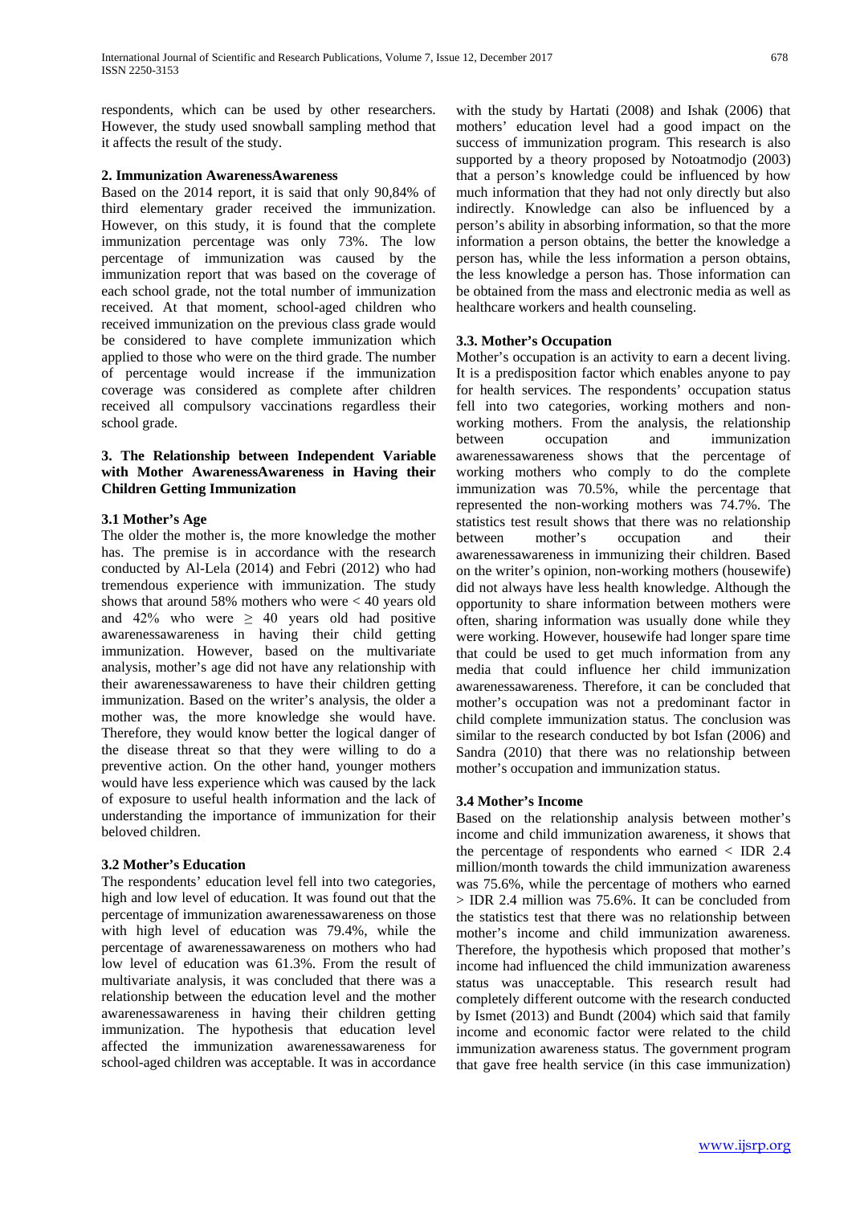respondents, which can be used by other researchers. However, the study used snowball sampling method that it affects the result of the study.

### 2. Immunization AwarenessAwareness

Based on the 2014 report, it is said that only 90,84% of third elementary grader received the immunization. However, on this study, it is found that the complete immunization percentage was only 73%. The low percentage of immunization was caused by the immunization report that was based on the coverage of each school grade, not the total number of immunization received. At that moment, school-aged children who received immunization on the previous class grade would be considered to have complete immunization which applied to those who were on the third grade. The number of percentage would increase if the immunization coverage was considered as complete after children received all compulsory vaccinations regardless their school grade.

### 3. The Relationship between Independent Variable with Mother AwarenessAwareness in Having their Children Getting Immunization

#### 3.1 Mother's Age

The older the mother is, the more knowledge the mother has. The premise is in accordance with the research conducted by Al-Lela (2014) and Febri (2012) who had tremendous experience with immunization. The study shows that around 58% mothers who were < 40 years old and 42% who were ≥ 40 years old had positive awarenessawareness in having their child getting immunization. However, based on the multivariate analysis, mother's age did not have any relationship with their awarenessawareness to have their children getting immunization. Based on the writer's analysis, the older a mother was, the more knowledge she would have. Therefore, they would know better the logical danger of the disease threat so that they were willing to do a preventive action. On the other hand, younger mothers would have less experience which was caused by the lack of exposure to useful health information and the lack of understanding the importance of immunization for their beloved children.

#### 3.2 Mother's Education

The respondents' education level fell into two categories, high and low level of education. It was found out that the percentage of immunization awarenessawareness on those with high level of education was 79.4%, while the percentage of awarenessawareness on mothers who had low level of education was 61.3%. From the result of multivariate analysis, it was concluded that there was a relationship between the education level and the mother awarenessawareness in having their children getting immunization. The hypothesis that education level affected the immunization awarenessawareness for school-aged children was acceptable. It was in accordance with the study by Hartati (2008) and Ishak (2006) that mothers' education level had a good impact on the success of immunization program. This research is also supported by a theory proposed by Notoatmodjo (2003) that a person's knowledge could be influenced by how much information that they had not only directly but also indirectly. Knowledge can also be influenced by a person's ability in absorbing information, so that the more information a person obtains, the better the knowledge a person has, while the less information a person obtains, the less knowledge a person has. Those information can be obtained from the mass and electronic media as well as healthcare workers and health counseling.

#### 3.3. Mother's Occupation

Mother's occupation is an activity to earn a decent living. It is a predisposition factor which enables anyone to pay for health services. The respondents' occupation status fell into two categories, working mothers and non-working mothers. From the analysis, the relationship between occupation and immunization awarenessawareness shows that the percentage of working mothers who comply to do the complete immunization was 70.5%, while the percentage that represented the non-working mothers was 74.7%. The statistics test result shows that there was no relationship between mother's occupation and their awarenessawareness in immunizing their children. Based on the writer's opinion, non-working mothers (housewife) did not always have less health knowledge. Although the opportunity to share information between mothers were often, sharing information was usually done while they were working. However, housewife had longer spare time that could be used to get much information from any media that could influence her child immunization awarenessawareness. Therefore, it can be concluded that mother's occupation was not a predominant factor in child complete immunization status. The conclusion was similar to the research conducted by bot Isfan (2006) and Sandra (2010) that there was no relationship between mother's occupation and immunization status.

#### 3.4 Mother's Income

Based on the relationship analysis between mother's income and child immunization awareness, it shows that the percentage of respondents who earned < IDR 2.4 million/month towards the child immunization awareness was 75.6%, while the percentage of mothers who earned > IDR 2.4 million was 75.6%. It can be concluded from the statistics test that there was no relationship between mother's income and child immunization awareness. Therefore, the hypothesis which proposed that mother's income had influenced the child immunization awareness status was unacceptable. This research result had completely different outcome with the research conducted by Ismet (2013) and Bundt (2004) which said that family income and economic factor were related to the child immunization awareness status. The government program that gave free health service (in this case immunization)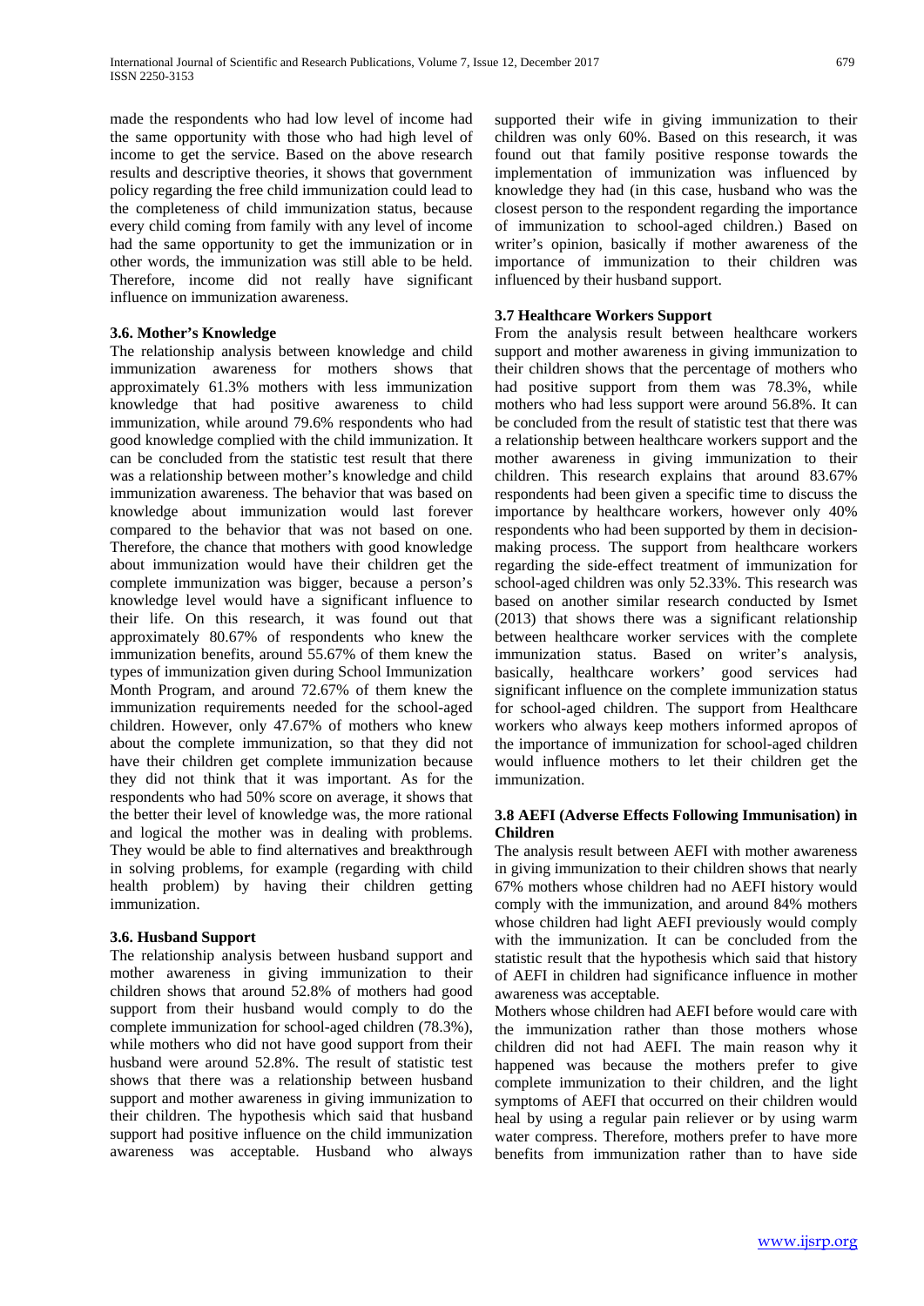made the respondents who had low level of income had the same opportunity with those who had high level of income to get the service. Based on the above research results and descriptive theories, it shows that government policy regarding the free child immunization could lead to the completeness of child immunization status, because every child coming from family with any level of income had the same opportunity to get the immunization or in other words, the immunization was still able to be held. Therefore, income did not really have significant influence on immunization awareness.

### 3.6. Mother's Knowledge

The relationship analysis between knowledge and child immunization awareness for mothers shows that approximately 61.3% mothers with less immunization knowledge that had positive awareness to child immunization, while around 79.6% respondents who had good knowledge complied with the child immunization. It can be concluded from the statistic test result that there was a relationship between mother's knowledge and child immunization awareness. The behavior that was based on knowledge about immunization would last forever compared to the behavior that was not based on one. Therefore, the chance that mothers with good knowledge about immunization would have their children get the complete immunization was bigger, because a person's knowledge level would have a significant influence to their life. On this research, it was found out that approximately 80.67% of respondents who knew the immunization benefits, around 55.67% of them knew the types of immunization given during School Immunization Month Program, and around 72.67% of them knew the immunization requirements needed for the school-aged children. However, only 47.67% of mothers who knew about the complete immunization, so that they did not have their children get complete immunization because they did not think that it was important. As for the respondents who had 50% score on average, it shows that the better their level of knowledge was, the more rational and logical the mother was in dealing with problems. They would be able to find alternatives and breakthrough in solving problems, for example (regarding with child health problem) by having their children getting immunization.

### 3.6. Husband Support

The relationship analysis between husband support and mother awareness in giving immunization to their children shows that around 52.8% of mothers had good support from their husband would comply to do the complete immunization for school-aged children (78.3%), while mothers who did not have good support from their husband were around 52.8%. The result of statistic test shows that there was a relationship between husband support and mother awareness in giving immunization to their children. The hypothesis which said that husband support had positive influence on the child immunization awareness was acceptable. Husband who always supported their wife in giving immunization to their children was only 60%. Based on this research, it was found out that family positive response towards the implementation of immunization was influenced by knowledge they had (in this case, husband who was the closest person to the respondent regarding the importance of immunization to school-aged children.) Based on writer's opinion, basically if mother awareness of the importance of immunization to their children was influenced by their husband support.

### 3.7 Healthcare Workers Support

From the analysis result between healthcare workers support and mother awareness in giving immunization to their children shows that the percentage of mothers who had positive support from them was 78.3%, while mothers who had less support were around 56.8%. It can be concluded from the result of statistic test that there was a relationship between healthcare workers support and the mother awareness in giving immunization to their children. This research explains that around 83.67% respondents had been given a specific time to discuss the importance by healthcare workers, however only 40% respondents who had been supported by them in decision-making process. The support from healthcare workers regarding the side-effect treatment of immunization for school-aged children was only 52.33%. This research was based on another similar research conducted by Ismet (2013) that shows there was a significant relationship between healthcare worker services with the complete immunization status. Based on writer's analysis, basically, healthcare workers' good services had significant influence on the complete immunization status for school-aged children. The support from Healthcare workers who always keep mothers informed apropos of the importance of immunization for school-aged children would influence mothers to let their children get the immunization.

### 3.8 AEFI (Adverse Effects Following Immunisation) in Children

The analysis result between AEFI with mother awareness in giving immunization to their children shows that nearly 67% mothers whose children had no AEFI history would comply with the immunization, and around 84% mothers whose children had light AEFI previously would comply with the immunization. It can be concluded from the statistic result that the hypothesis which said that history of AEFI in children had significance influence in mother awareness was acceptable.

Mothers whose children had AEFI before would care with the immunization rather than those mothers whose children did not had AEFI. The main reason why it happened was because the mothers prefer to give complete immunization to their children, and the light symptoms of AEFI that occurred on their children would heal by using a regular pain reliever or by using warm water compress. Therefore, mothers prefer to have more benefits from immunization rather than to have side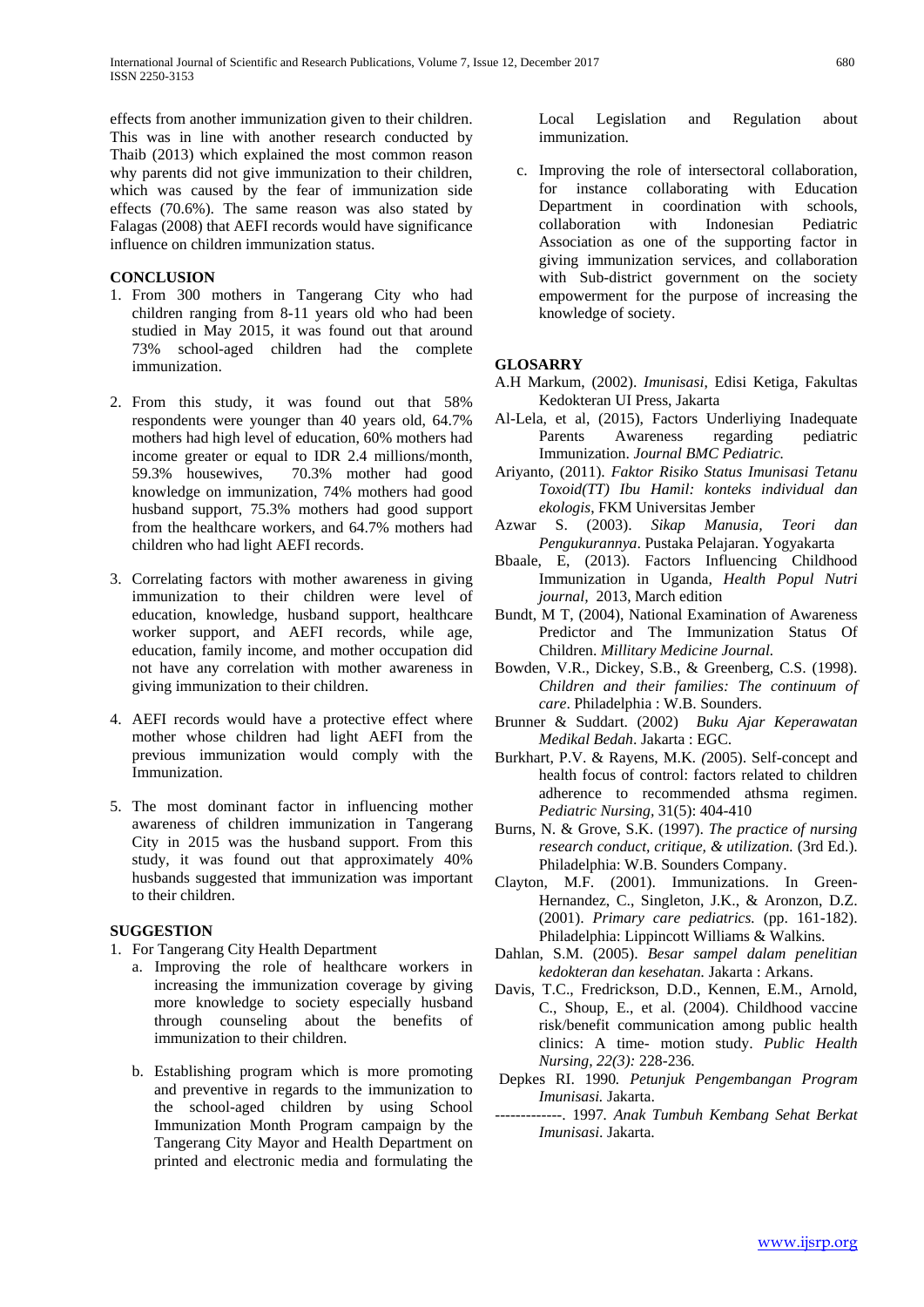effects from another immunization given to their children. This was in line with another research conducted by Thaib (2013) which explained the most common reason why parents did not give immunization to their children, which was caused by the fear of immunization side effects (70.6%). The same reason was also stated by Falagas (2008) that AEFI records would have significance influence on children immunization status.

## CONCLUSION

1. From 300 mothers in Tangerang City who had children ranging from 8-11 years old who had been studied in May 2015, it was found out that around 73% school-aged children had the complete immunization.

2. From this study, it was found out that 58% respondents were younger than 40 years old, 64.7% mothers had high level of education, 60% mothers had income greater or equal to IDR 2.4 millions/month, 59.3% housewives, 70.3% mother had good knowledge on immunization, 74% mothers had good husband support, 75.3% mothers had good support from the healthcare workers, and 64.7% mothers had children who had light AEFI records.

3. Correlating factors with mother awareness in giving immunization to their children were level of education, knowledge, husband support, healthcare worker support, and AEFI records, while age, education, family income, and mother occupation did not have any correlation with mother awareness in giving immunization to their children.

4. AEFI records would have a protective effect where mother whose children had light AEFI from the previous immunization would comply with the Immunization.

5. The most dominant factor in influencing mother awareness of children immunization in Tangerang City in 2015 was the husband support. From this study, it was found out that approximately 40% husbands suggested that immunization was important to their children.

## SUGGESTION

1. For Tangerang City Health Department
   a. Improving the role of healthcare workers in increasing the immunization coverage by giving more knowledge to society especially husband through counseling about the benefits of immunization to their children.

   b. Establishing program which is more promoting and preventive in regards to the immunization to the school-aged children by using School Immunization Month Program campaign by the Tangerang City Mayor and Health Department on printed and electronic media and formulating the Local Legislation and Regulation about immunization.

   c. Improving the role of intersectoral collaboration, for instance collaborating with Education Department in coordination with schools, collaboration with Indonesian Pediatric Association as one of the supporting factor in giving immunization services, and collaboration with Sub-district government on the society empowerment for the purpose of increasing the knowledge of society.

## GLOSARRY

A.H Markum, (2002). *Imunisasi*, Edisi Ketiga, Fakultas Kedokteran UI Press, Jakarta

Al-Lela, et al, (2015), Factors Underliying Inadequate Parents Awareness regarding pediatric Immunization. *Journal BMC Pediatric.*

Ariyanto, (2011). *Faktor Risiko Status Imunisasi Tetanu Toxoid(TT) Ibu Hamil: konteks individual dan ekologis*, FKM Universitas Jember

Azwar S. (2003). *Sikap Manusia, Teori dan Pengukurannya*. Pustaka Pelajaran. Yogyakarta

Bbaale, E, (2013). Factors Influencing Childhood Immunization in Uganda, *Health Popul Nutri journal*, 2013, March edition

Bundt, M T, (2004), National Examination of Awareness Predictor and The Immunization Status Of Children. *Millitary Medicine Journal.*

Bowden, V.R., Dickey, S.B., & Greenberg, C.S. (1998). *Children and their families: The continuum of care*. Philadelphia : W.B. Sounders.

Brunner & Suddart. (2002) *Buku Ajar Keperawatan Medikal Bedah*. Jakarta : EGC.

Burkhart, P.V. & Rayens, M.K. (2005). Self-concept and health focus of control: factors related to children adherence to recommended athsma regimen. *Pediatric Nursing*, 31(5): 404-410

Burns, N. & Grove, S.K. (1997). *The practice of nursing research conduct, critique, & utilization.* (3rd Ed.). Philadelphia: W.B. Sounders Company.

Clayton, M.F. (2001). Immunizations. In Green-Hernandez, C., Singleton, J.K., & Aronzon, D.Z. (2001). *Primary care pediatrics.* (pp. 161-182). Philadelphia: Lippincott Williams & Walkins.

Dahlan, S.M. (2005). *Besar sampel dalam penelitian kedokteran dan kesehatan.* Jakarta : Arkans.

Davis, T.C., Fredrickson, D.D., Kennen, E.M., Arnold, C., Shoup, E., et al. (2004). Childhood vaccine risk/benefit communication among public health clinics: A time- motion study. *Public Health Nursing, 22(3):* 228-236.

Depkes RI. 1990. *Petunjuk Pengembangan Program Imunisasi.* Jakarta.

-------------. 1997. *Anak Tumbuh Kembang Sehat Berkat Imunisasi*. Jakarta.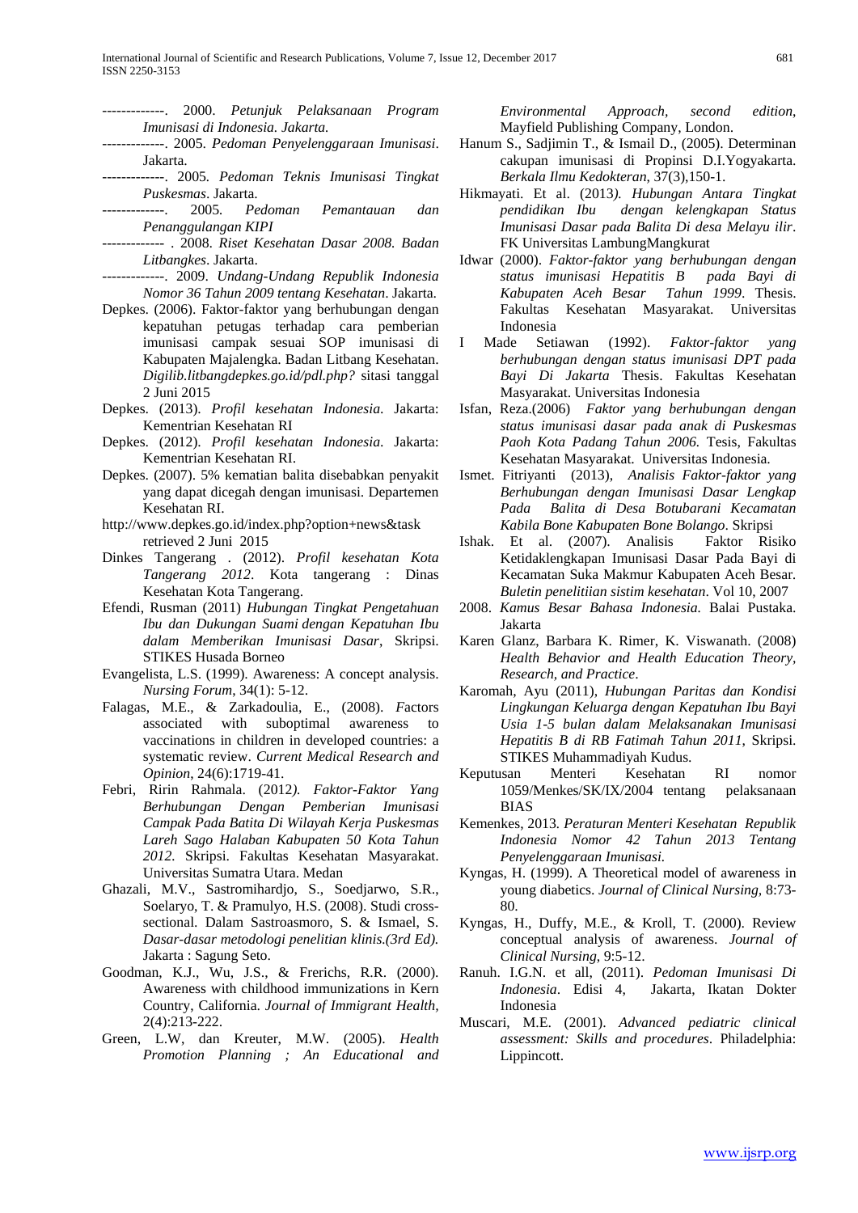-------------. 2000. *Petunjuk Pelaksanaan Program Imunisasi di Indonesia. Jakarta.*

-------------. 2005. *Pedoman Penyelenggaraan Imunisasi*. Jakarta.

-------------. 2005. *Pedoman Teknis Imunisasi Tingkat Puskesmas*. Jakarta.

-------------. 2005. *Pedoman Pemantauan dan Penanggulangan KIPI*

------------- . 2008. *Riset Kesehatan Dasar 2008. Badan Litbangkes*. Jakarta.

-------------. 2009. *Undang-Undang Republik Indonesia Nomor 36 Tahun 2009 tentang Kesehatan*. Jakarta.

Depkes. (2006). Faktor-faktor yang berhubungan dengan kepatuhan petugas terhadap cara pemberian imunisasi campak sesuai SOP imunisasi di Kabupaten Majalengka. Badan Litbang Kesehatan. *Digilib.litbangdepkes.go.id/pdl.php?* sitasi tanggal 2 Juni 2015

Depkes. (2013). *Profil kesehatan Indonesia*. Jakarta: Kementrian Kesehatan RI

Depkes. (2012). *Profil kesehatan Indonesia*. Jakarta: Kementrian Kesehatan RI.

Depkes. (2007). 5% kematian balita disebabkan penyakit yang dapat dicegah dengan imunisasi. Departemen Kesehatan RI.

http://www.depkes.go.id/index.php?option+news&task retrieved 2 Juni 2015

Dinkes Tangerang . (2012). *Profil kesehatan Kota Tangerang 2012*. Kota tangerang : Dinas Kesehatan Kota Tangerang.

Efendi, Rusman (2011) *Hubungan Tingkat Pengetahuan Ibu dan Dukungan Suami dengan Kepatuhan Ibu dalam Memberikan Imunisasi Dasar*, Skripsi. STIKES Husada Borneo

Evangelista, L.S. (1999). Awareness: A concept analysis. *Nursing Forum*, 34(1): 5-12.

Falagas, M.E., & Zarkadoulia, E., (2008). *F*actors associated with suboptimal awareness to vaccinations in children in developed countries: a systematic review. *Current Medical Research and Opinion*, 24(6):1719-41.

Febri, Ririn Rahmala. (2012*). Faktor-Faktor Yang Berhubungan Dengan Pemberian Imunisasi Campak Pada Batita Di Wilayah Kerja Puskesmas Lareh Sago Halaban Kabupaten 50 Kota Tahun 2012.* Skripsi. Fakultas Kesehatan Masyarakat. Universitas Sumatra Utara. Medan

Ghazali, M.V., Sastromihardjo, S., Soedjarwo, S.R., Soelaryo, T. & Pramulyo, H.S. (2008). Studi cross-sectional. Dalam Sastroasmoro, S. & Ismael, S. *Dasar-dasar metodologi penelitian klinis.(3rd Ed).* Jakarta : Sagung Seto.

Goodman, K.J., Wu, J.S., & Frerichs, R.R. (2000). Awareness with childhood immunizations in Kern Country, California. *Journal of Immigrant Health,* 2(4):213-222.

Green, L.W, dan Kreuter, M.W. (2005). *Health Promotion Planning ; An Educational and Environmental Approach, second edition*, Mayfield Publishing Company, London.

Hanum S., Sadjimin T., & Ismail D., (2005). Determinan cakupan imunisasi di Propinsi D.I.Yogyakarta. *Berkala Ilmu Kedokteran*, 37(3),150-1.

Hikmayati. Et al. (2013*). Hubungan Antara Tingkat pendidikan Ibu dengan kelengkapan Status Imunisasi Dasar pada Balita Di desa Melayu ilir*. FK Universitas LambungMangkurat

Idwar (2000). *Faktor-faktor yang berhubungan dengan status imunisasi Hepatitis B pada Bayi di Kabupaten Aceh Besar Tahun 1999*. Thesis. Fakultas Kesehatan Masyarakat. Universitas Indonesia

I Made Setiawan (1992). *Faktor-faktor yang berhubungan dengan status imunisasi DPT pada Bayi Di Jakarta* Thesis. Fakultas Kesehatan Masyarakat. Universitas Indonesia

Isfan, Reza.(2006) *Faktor yang berhubungan dengan status imunisasi dasar pada anak di Puskesmas Paoh Kota Padang Tahun 2006*. Tesis, Fakultas Kesehatan Masyarakat. Universitas Indonesia.

Ismet. Fitriyanti (2013), *Analisis Faktor-faktor yang Berhubungan dengan Imunisasi Dasar Lengkap Pada Balita di Desa Botubarani Kecamatan Kabila Bone Kabupaten Bone Bolango*. Skripsi

Ishak. Et al. (2007). Analisis Faktor Risiko Ketidaklengkapan Imunisasi Dasar Pada Bayi di Kecamatan Suka Makmur Kabupaten Aceh Besar. *Buletin penelitiian sistim kesehatan*. Vol 10, 2007

2008. *Kamus Besar Bahasa Indonesia.* Balai Pustaka. Jakarta

Karen Glanz, Barbara K. Rimer, K. Viswanath. (2008) *Health Behavior and Health Education Theory, Research, and Practice*.

Karomah, Ayu (2011), *Hubungan Paritas dan Kondisi Lingkungan Keluarga dengan Kepatuhan Ibu Bayi Usia 1-5 bulan dalam Melaksanakan Imunisasi Hepatitis B di RB Fatimah Tahun 2011*, Skripsi. STIKES Muhammadiyah Kudus.

Keputusan Menteri Kesehatan RI nomor 1059/Menkes/SK/IX/2004 tentang pelaksanaan BIAS

Kemenkes, 2013*. Peraturan Menteri Kesehatan Republik Indonesia Nomor 42 Tahun 2013 Tentang Penyelenggaraan Imunisasi.*

Kyngas, H. (1999). A Theoretical model of awareness in young diabetics. *Journal of Clinical Nursing*, 8:73-80.

Kyngas, H., Duffy, M.E., & Kroll, T. (2000). Review conceptual analysis of awareness. *Journal of Clinical Nursing*, 9:5-12.

Ranuh. I.G.N. et all, (2011). *Pedoman Imunisasi Di Indonesia*. Edisi 4, Jakarta, Ikatan Dokter Indonesia

Muscari, M.E. (2001). *Advanced pediatric clinical assessment: Skills and procedures*. Philadelphia: Lippincott.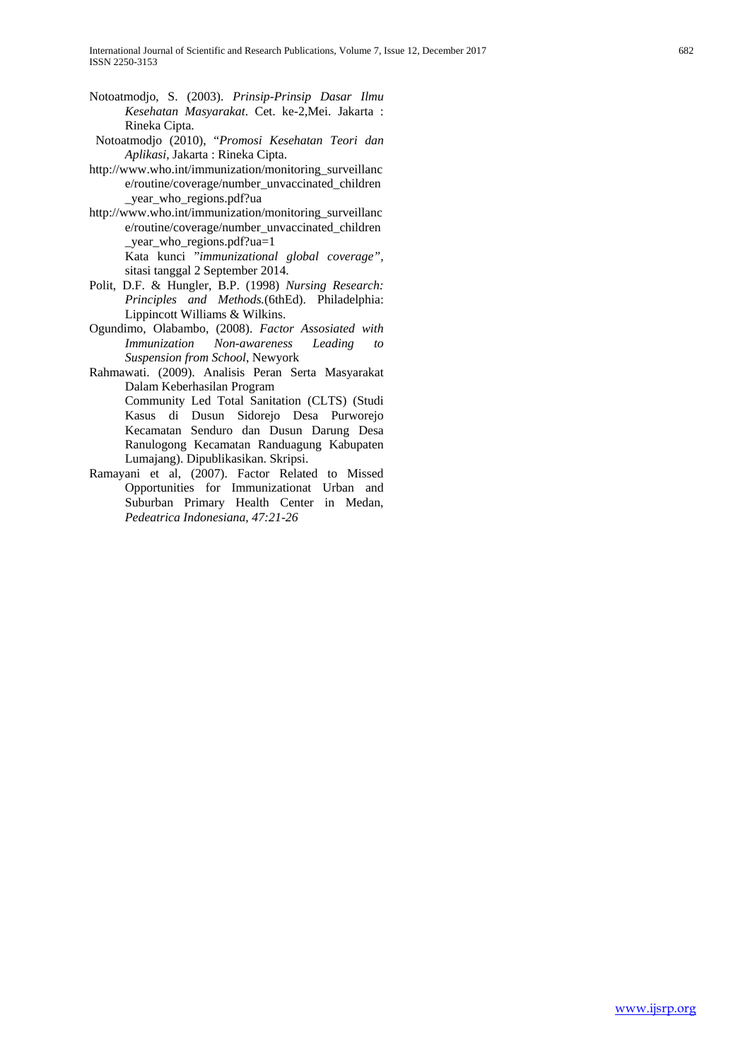Notoatmodjo, S. (2003). *Prinsip-Prinsip Dasar Ilmu Kesehatan Masyarakat*. Cet. ke-2,Mei. Jakarta : Rineka Cipta.

Notoatmodjo (2010), "*Promosi Kesehatan Teori dan Aplikasi*, Jakarta : Rineka Cipta.

http://www.who.int/immunization/monitoring_surveillance/routine/coverage/number_unvaccinated_children_year_who_regions.pdf?ua

http://www.who.int/immunization/monitoring_surveillance/routine/coverage/number_unvaccinated_children_year_who_regions.pdf?ua=1
Kata kunci "*immunizational global coverage"*, sitasi tanggal 2 September 2014.

Polit, D.F. & Hungler, B.P. (1998) *Nursing Research: Principles and Methods.*(6thEd). Philadelphia: Lippincott Williams & Wilkins.

Ogundimo, Olabambo, (2008). *Factor Assosiated with Immunization Non-awareness Leading to Suspension from School*, Newyork

Rahmawati. (2009). Analisis Peran Serta Masyarakat Dalam Keberhasilan Program Community Led Total Sanitation (CLTS) (Studi Kasus di Dusun Sidorejo Desa Purworejo Kecamatan Senduro dan Dusun Darung Desa Ranulogong Kecamatan Randuagung Kabupaten Lumajang). Dipublikasikan. Skripsi.

Ramayani et al, (2007). Factor Related to Missed Opportunities for Immunizationat Urban and Suburban Primary Health Center in Medan, *Pedeatrica Indonesiana, 47:21-26*